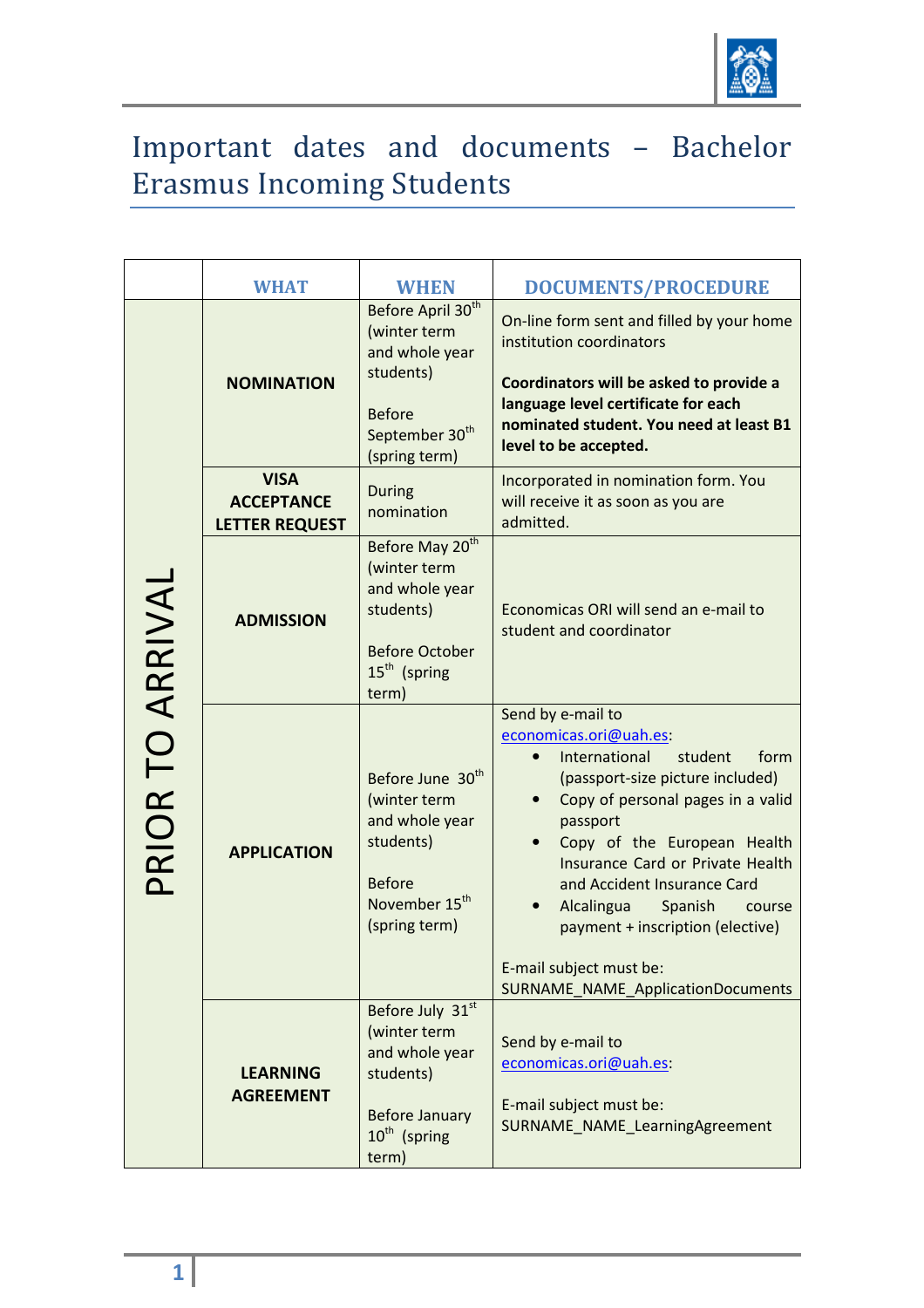# Important dates and documents – Bachelor Erasmus Incoming Students

| | WHAT | WHEN | DOCUMENTS/PROCEDURE |
|---|---|---|---|
| PRIOR TO ARRIVAL | **NOMINATION** | Before April 30th (winter term and whole year students)<br><br>Before September 30th (spring term) | On-line form sent and filled by your home institution coordinators<br><br>**Coordinators will be asked to provide a language level certificate for each nominated student. You need at least B1 level to be accepted.** |
| | **VISA ACCEPTANCE LETTER REQUEST** | During nomination | Incorporated in nomination form. You will receive it as soon as you are admitted. |
| | **ADMISSION** | Before May 20th (winter term and whole year students)<br><br>Before October 15th (spring term) | Economicas ORI will send an e-mail to student and coordinator |
| | **APPLICATION** | Before June 30th (winter term and whole year students)<br><br>Before November 15th (spring term) | Send by e-mail to economicas.ori@uah.es:<br>• International student form (passport-size picture included)<br>• Copy of personal pages in a valid passport<br>• Copy of the European Health Insurance Card or Private Health and Accident Insurance Card<br>• Alcalingua Spanish course payment + inscription (elective)<br><br>E-mail subject must be: SURNAME_NAME_ApplicationDocuments |
| | **LEARNING AGREEMENT** | Before July 31st (winter term and whole year students)<br><br>Before January 10th (spring term) | Send by e-mail to economicas.ori@uah.es:<br><br>E-mail subject must be: SURNAME_NAME_LearningAgreement |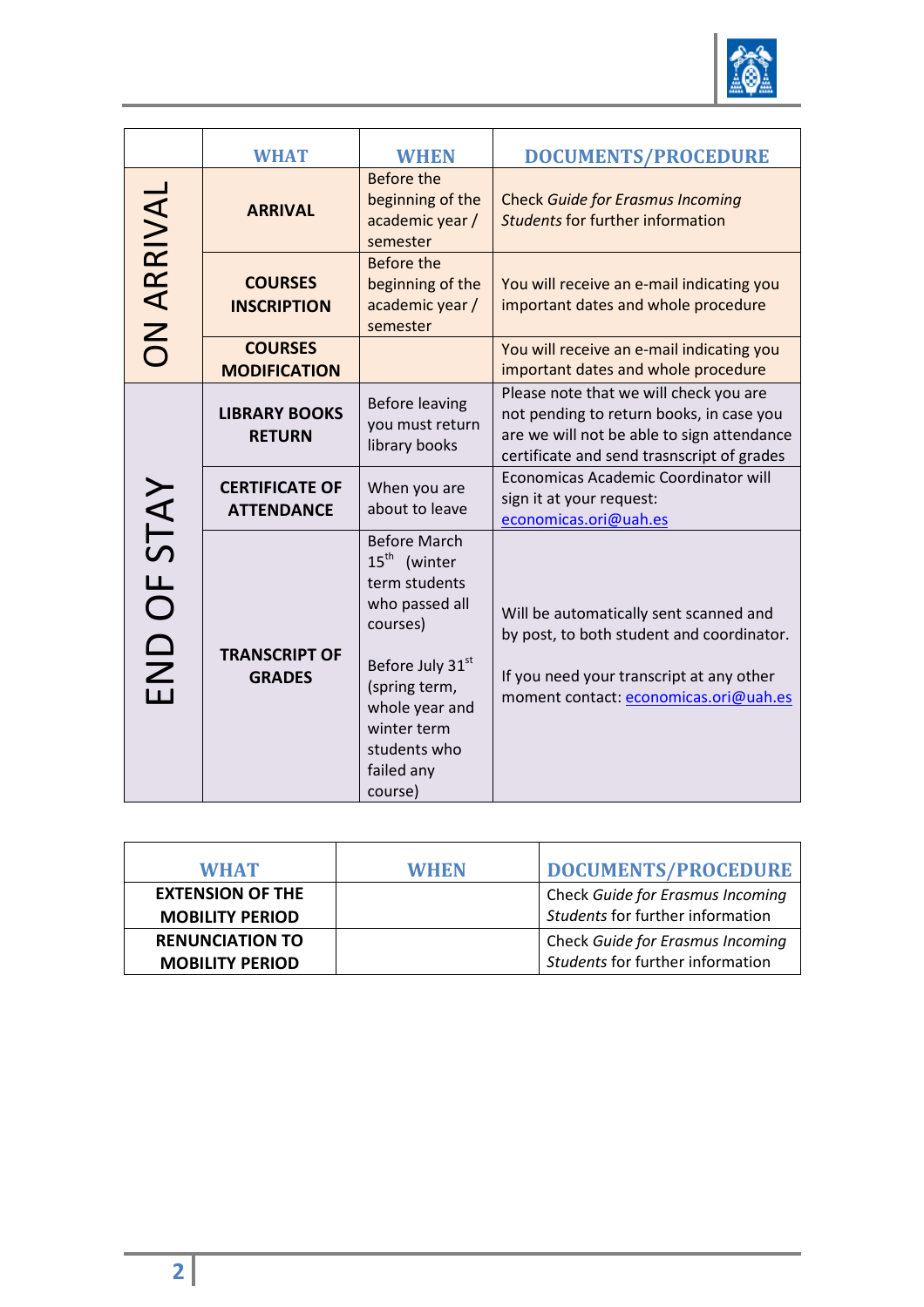| | WHAT | WHEN | DOCUMENTS/PROCEDURE |
|---|---|---|---|
| ON ARRIVAL | **ARRIVAL** | Before the beginning of the academic year / semester | Check *Guide for Erasmus Incoming Students* for further information |
| | **COURSES INSCRIPTION** | Before the beginning of the academic year / semester | You will receive an e-mail indicating you important dates and whole procedure |
| | **COURSES MODIFICATION** | | You will receive an e-mail indicating you important dates and whole procedure |
| END OF STAY | **LIBRARY BOOKS RETURN** | Before leaving you must return library books | Please note that we will check you are not pending to return books, in case you are we will not be able to sign attendance certificate and send trasnscript of grades |
| | **CERTIFICATE OF ATTENDANCE** | When you are about to leave | Economicas Academic Coordinator will sign it at your request: economicas.ori@uah.es |
| | **TRANSCRIPT OF GRADES** | Before March 15th (winter term students who passed all courses)<br><br>Before July 31st (spring term, whole year and winter term students who failed any course) | Will be automatically sent scanned and by post, to both student and coordinator.<br><br>If you need your transcript at any other moment contact: economicas.ori@uah.es |

| WHAT | WHEN | DOCUMENTS/PROCEDURE |
|---|---|---|
| **EXTENSION OF THE MOBILITY PERIOD** | | Check *Guide for Erasmus Incoming Students* for further information |
| **RENUNCIATION TO MOBILITY PERIOD** | | Check *Guide for Erasmus Incoming Students* for further information |